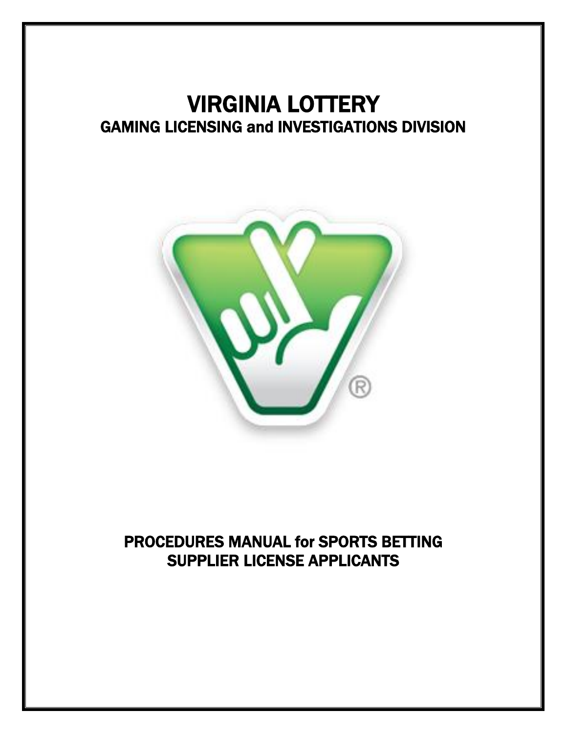# VIRGINIA LOTTERY

## GAMING LICENSING and INVESTIGATIONS DIVISION

## PROCEDURES MANUAL for SPORTS BETTING SUPPLIER LICENSE APPLICANTS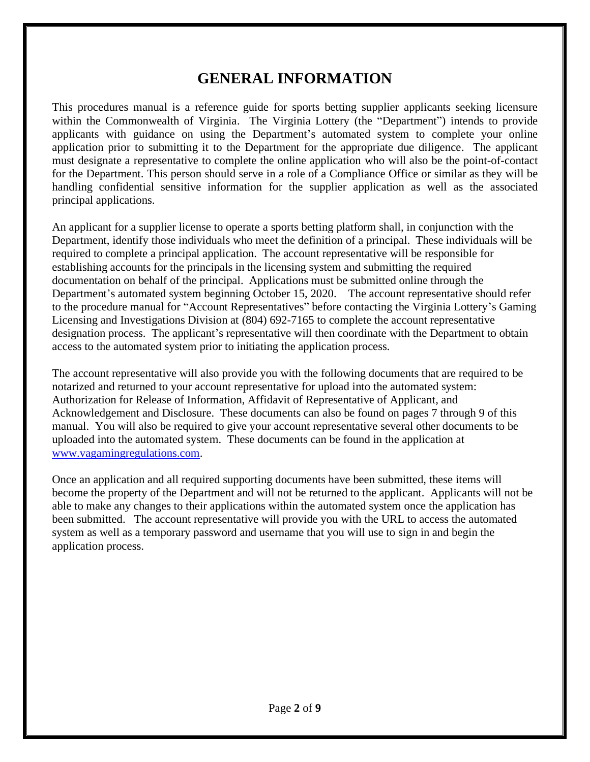# GENERAL INFORMATION

This procedures manual is a reference guide for sports betting supplier applicants seeking licensure within the Commonwealth of Virginia. The Virginia Lottery (the "Department") intends to provide applicants with guidance on using the Department's automated system to complete your online application prior to submitting it to the Department for the appropriate due diligence. The applicant must designate a representative to complete the online application who will also be the point-of-contact for the Department. This person should serve in a role of a Compliance Office or similar as they will be handling confidential sensitive information for the supplier application as well as the associated principal applications.

An applicant for a supplier license to operate a sports betting platform shall, in conjunction with the Department, identify those individuals who meet the definition of a principal. These individuals will be required to complete a principal application. The account representative will be responsible for establishing accounts for the principals in the licensing system and submitting the required documentation on behalf of the principal. Applications must be submitted online through the Department's automated system beginning October 15, 2020. The account representative should refer to the procedure manual for "Account Representatives" before contacting the Virginia Lottery's Gaming Licensing and Investigations Division at (804) 692-7165 to complete the account representative designation process. The applicant's representative will then coordinate with the Department to obtain access to the automated system prior to initiating the application process.

The account representative will also provide you with the following documents that are required to be notarized and returned to your account representative for upload into the automated system: Authorization for Release of Information, Affidavit of Representative of Applicant, and Acknowledgement and Disclosure. These documents can also be found on pages 7 through 9 of this manual. You will also be required to give your account representative several other documents to be uploaded into the automated system. These documents can be found in the application at [www.vagamingregulations.com](www.vagamingregulations.com).

Once an application and all required supporting documents have been submitted, these items will become the property of the Department and will not be returned to the applicant. Applicants will not be able to make any changes to their applications within the automated system once the application has been submitted. The account representative will provide you with the URL to access the automated system as well as a temporary password and username that you will use to sign in and begin the application process.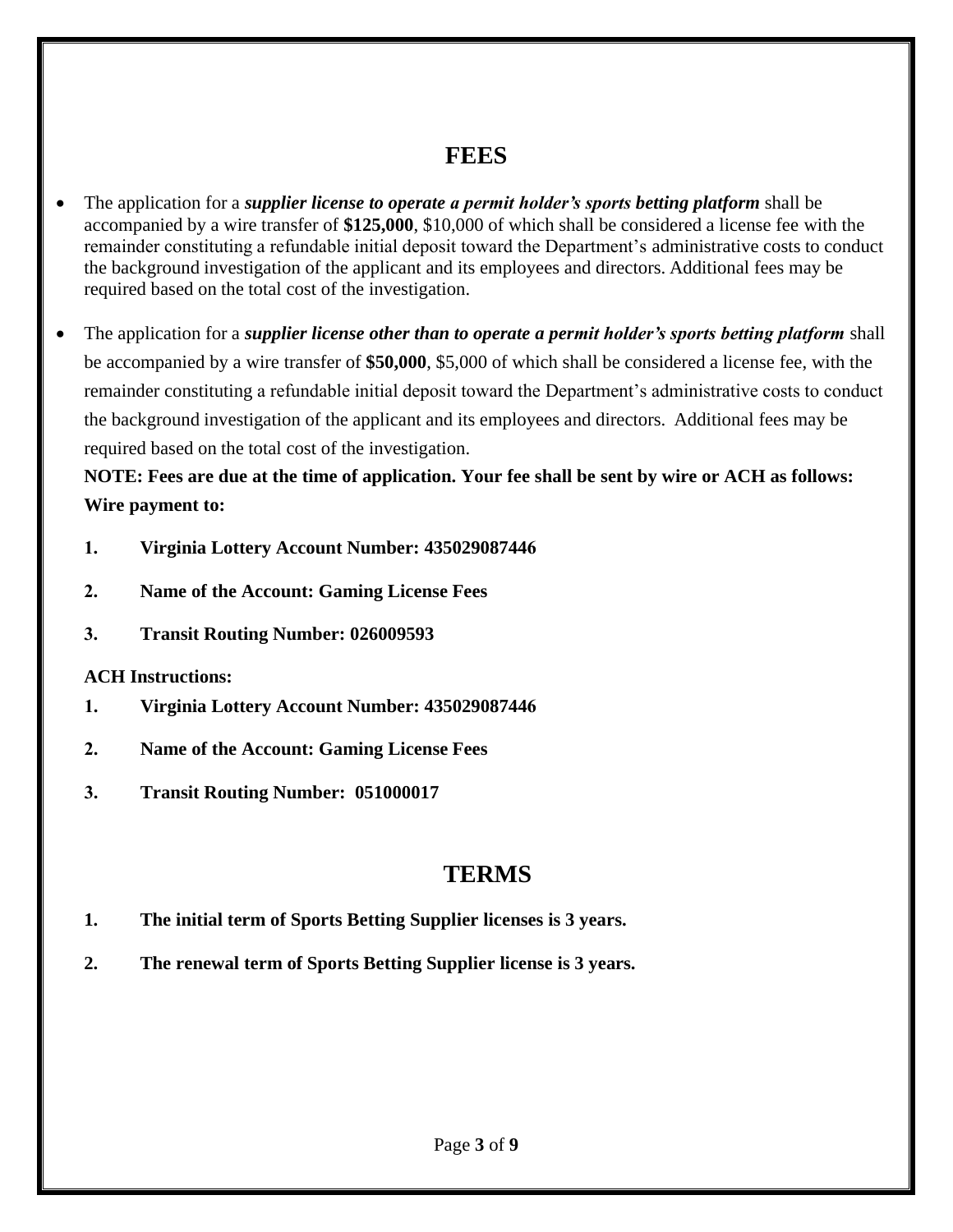# FEES

- The application for a ***supplier license to operate a permit holder's sports betting platform*** shall be accompanied by a wire transfer of **$125,000**, $10,000 of which shall be considered a license fee with the remainder constituting a refundable initial deposit toward the Department's administrative costs to conduct the background investigation of the applicant and its employees and directors. Additional fees may be required based on the total cost of the investigation.

- The application for a ***supplier license other than to operate a permit holder's sports betting platform*** shall be accompanied by a wire transfer of **$50,000**, $5,000 of which shall be considered a license fee, with the remainder constituting a refundable initial deposit toward the Department's administrative costs to conduct the background investigation of the applicant and its employees and directors. Additional fees may be required based on the total cost of the investigation.

  **NOTE: Fees are due at the time of application. Your fee shall be sent by wire or ACH as follows:**

  **Wire payment to:**

  1. **Virginia Lottery Account Number: 435029087446**
  2. **Name of the Account: Gaming License Fees**
  3. **Transit Routing Number: 026009593**

  **ACH Instructions:**

  1. **Virginia Lottery Account Number: 435029087446**
  2. **Name of the Account: Gaming License Fees**
  3. **Transit Routing Number: 051000017**

# TERMS

1. **The initial term of Sports Betting Supplier licenses is 3 years.**
2. **The renewal term of Sports Betting Supplier license is 3 years.**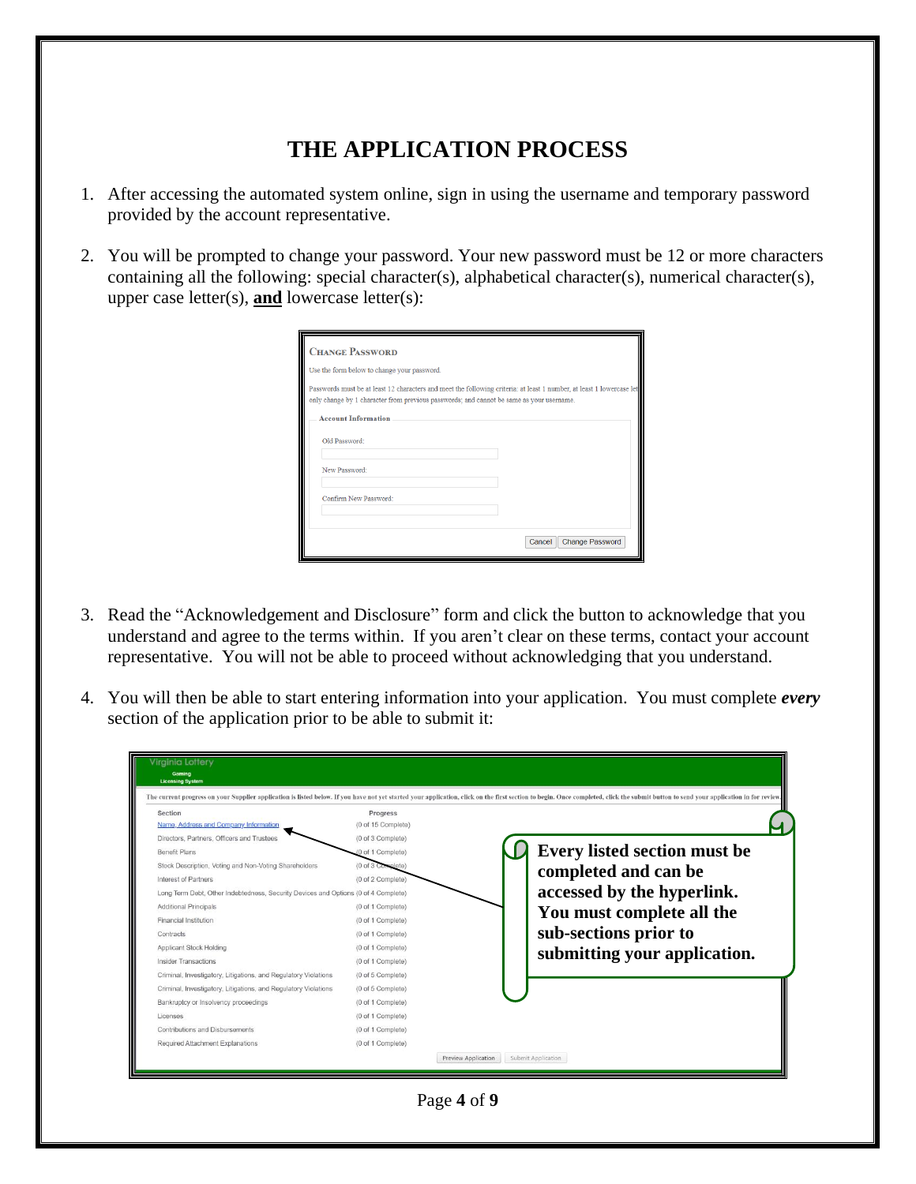# THE APPLICATION PROCESS

1. After accessing the automated system online, sign in using the username and temporary password provided by the account representative.

2. You will be prompted to change your password. Your new password must be 12 or more characters containing all the following: special character(s), alphabetical character(s), numerical character(s), upper case letter(s), **and** lowercase letter(s):

3. Read the "Acknowledgement and Disclosure" form and click the button to acknowledge that you understand and agree to the terms within. If you aren't clear on these terms, contact your account representative. You will not be able to proceed without acknowledging that you understand.

4. You will then be able to start entering information into your application. You must complete ***every*** section of the application prior to be able to submit it: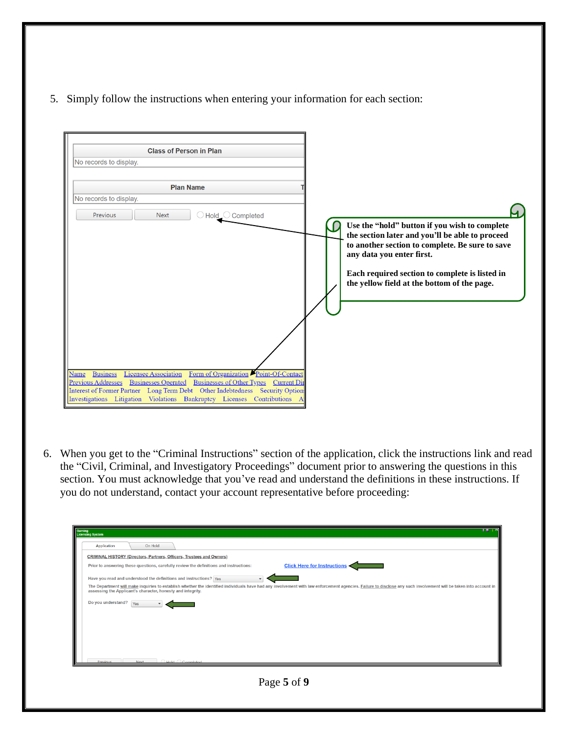5. Simply follow the instructions when entering your information for each section:

Class of Person in Plan

No records to display.

Plan Name

No records to display.

Previous Next Hold Completed

**Use the "hold" button if you wish to complete the section later and you'll be able to proceed to another section to complete. Be sure to save any data you enter first.**

**Each required section to complete is listed in the yellow field at the bottom of the page.**

Name Business Licensee Association Form of Organization Point-Of-Contact Previous Addresses Businesses Operated Businesses of Other Types Current Dir Interest of Former Partner Long Term Debt Other Indebtedness Security Option Investigations Litigation Violations Bankruptcy Licenses Contributions A

6. When you get to the "Criminal Instructions" section of the application, click the instructions link and read the "Civil, Criminal, and Investigatory Proceedings" document prior to answering the questions in this section. You must acknowledge that you've read and understand the definitions in these instructions. If you do not understand, contact your account representative before proceeding:

Gaming Licensing System

Application | On Hold

CRIMINAL HISTORY (Directors, Partners, Officers, Trustees and Owners)

Prior to answering these questions, carefully review the definitions and instructions: Click Here for Instructions

Have you read and understood the definitions and instructions? Yes

The Department will make inquiries to establish whether the identified individuals have had any involvement with law enforcement agencies. Failure to disclose any such involvement will be taken into account in assessing the Applicant's character, honesty and integrity.

Do you understand? Yes

Previous Next Hold Completed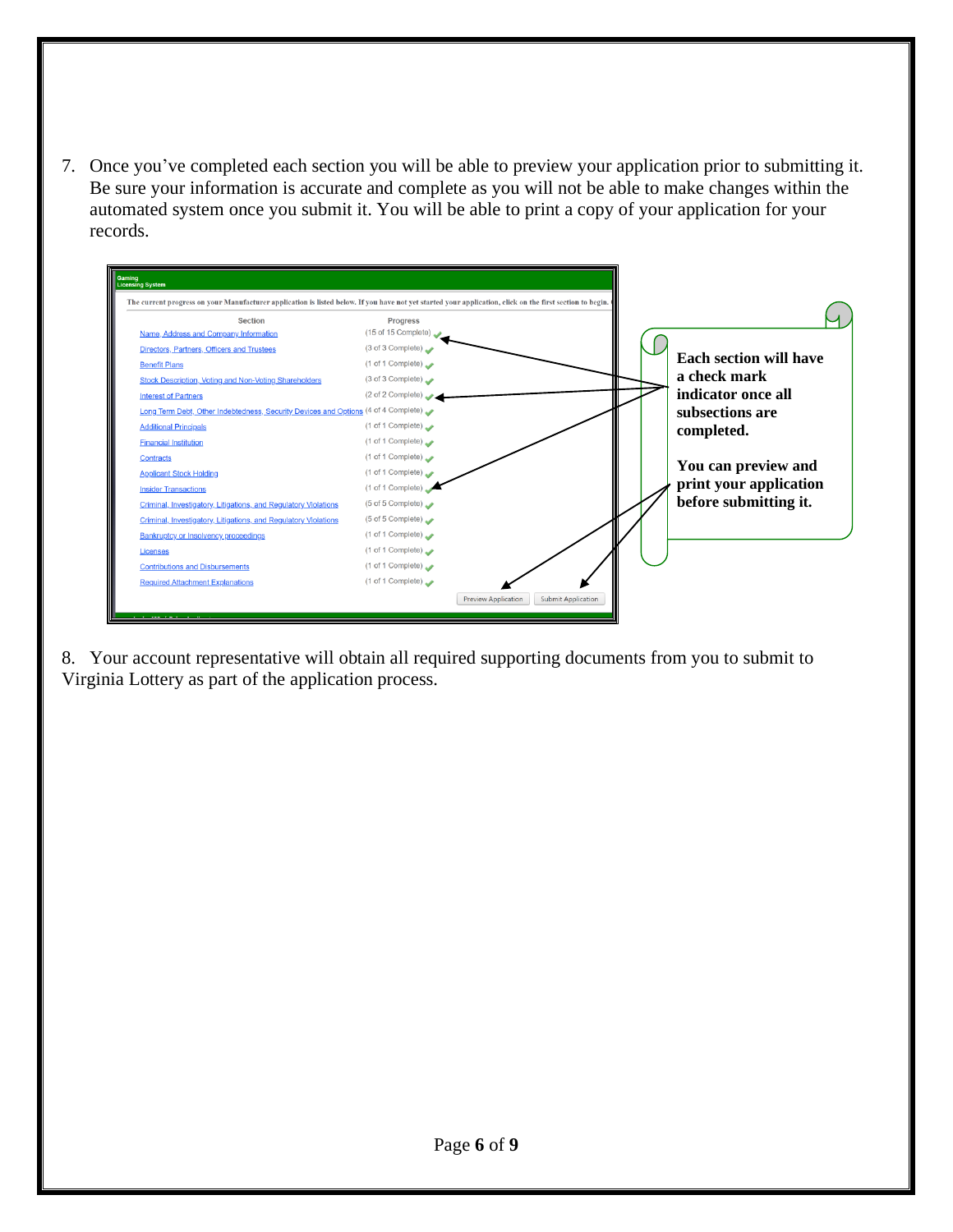7. Once you've completed each section you will be able to preview your application prior to submitting it. Be sure your information is accurate and complete as you will not be able to make changes within the automated system once you submit it. You will be able to print a copy of your application for your records.

Gaming Licensing System

The current progress on your Manufacturer application is listed below. If you have not yet started your application, click on the first section to begin.

| Section | Progress |
|---|---|
| Name, Address and Company Information | (15 of 15 Complete) ✓ |
| Directors, Partners, Officers and Trustees | (3 of 3 Complete) ✓ |
| Benefit Plans | (1 of 1 Complete) ✓ |
| Stock Description, Voting and Non-Voting Shareholders | (3 of 3 Complete) ✓ |
| Interest of Partners | (2 of 2 Complete) ✓ |
| Long Term Debt, Other Indebtedness, Security Devices and Options | (4 of 4 Complete) ✓ |
| Additional Principals | (1 of 1 Complete) ✓ |
| Financial Institution | (1 of 1 Complete) ✓ |
| Contracts | (1 of 1 Complete) ✓ |
| Applicant Stock Holding | (1 of 1 Complete) ✓ |
| Insider Transactions | (1 of 1 Complete) ✓ |
| Criminal, Investigatory, Litigations, and Regulatory Violations | (5 of 5 Complete) ✓ |
| Criminal, Investigatory, Litigations, and Regulatory Violations | (5 of 5 Complete) ✓ |
| Bankruptcy or Insolvency proceedings | (1 of 1 Complete) ✓ |
| Licenses | (1 of 1 Complete) ✓ |
| Contributions and Disbursements | (1 of 1 Complete) ✓ |
| Required Attachment Explanations | (1 of 1 Complete) ✓ |

Preview Application | Submit Application

**Each section will have a check mark indicator once all subsections are completed.**

**You can preview and print your application before submitting it.**

8. Your account representative will obtain all required supporting documents from you to submit to Virginia Lottery as part of the application process.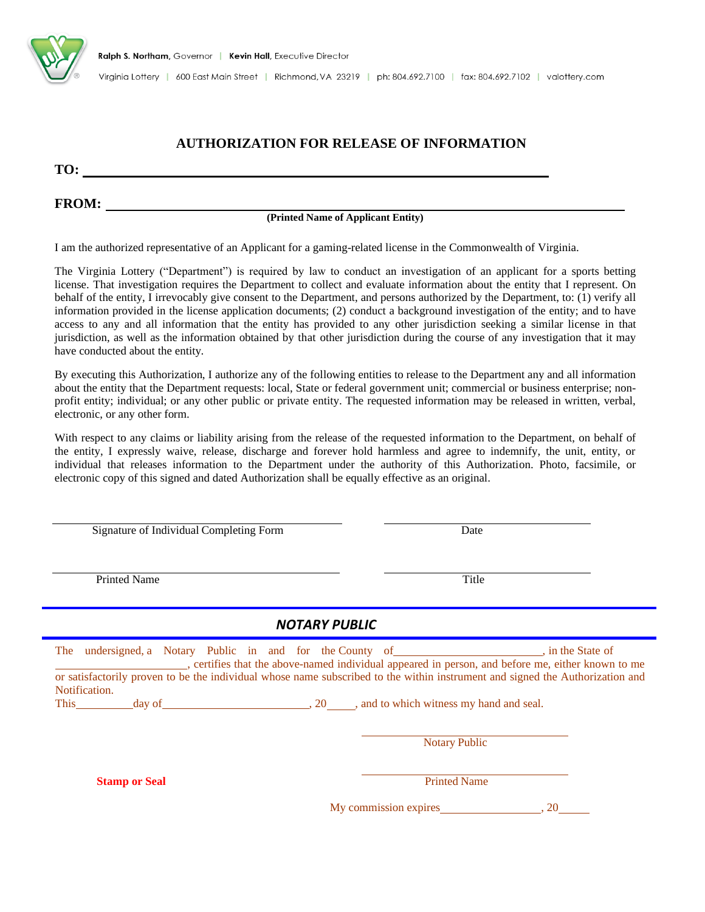Ralph S. Northam, Governor | Kevin Hall, Executive Director

Virginia Lottery | 600 East Main Street | Richmond, VA 23219 | ph: 804.692.7100 | fax: 804.692.7102 | valottery.com

# AUTHORIZATION FOR RELEASE OF INFORMATION

**TO:** ____________________________________________

**FROM:** ____________________________________________
**(Printed Name of Applicant Entity)**

I am the authorized representative of an Applicant for a gaming-related license in the Commonwealth of Virginia.

The Virginia Lottery ("Department") is required by law to conduct an investigation of an applicant for a sports betting license. That investigation requires the Department to collect and evaluate information about the entity that I represent. On behalf of the entity, I irrevocably give consent to the Department, and persons authorized by the Department, to: (1) verify all information provided in the license application documents; (2) conduct a background investigation of the entity; and to have access to any and all information that the entity has provided to any other jurisdiction seeking a similar license in that jurisdiction, as well as the information obtained by that other jurisdiction during the course of any investigation that it may have conducted about the entity.

By executing this Authorization, I authorize any of the following entities to release to the Department any and all information about the entity that the Department requests: local, State or federal government unit; commercial or business enterprise; non-profit entity; individual; or any other public or private entity. The requested information may be released in written, verbal, electronic, or any other form.

With respect to any claims or liability arising from the release of the requested information to the Department, on behalf of the entity, I expressly waive, release, discharge and forever hold harmless and agree to indemnify, the unit, entity, or individual that releases information to the Department under the authority of this Authorization. Photo, facsimile, or electronic copy of this signed and dated Authorization shall be equally effective as an original.

____________________________________ ____________________
Signature of Individual Completing Form Date

____________________________________ ____________________
Printed Name Title

## *NOTARY PUBLIC*

The undersigned, a Notary Public in and for the County of________________________, in the State of ______________________, certifies that the above-named individual appeared in person, and before me, either known to me or satisfactorily proven to be the individual whose name subscribed to the within instrument and signed the Authorization and Notification.

This__________day of_________________________, 20_____, and to which witness my hand and seal.

____________________________________
Notary Public

**Stamp or Seal**

____________________________________
Printed Name

My commission expires_________________, 20______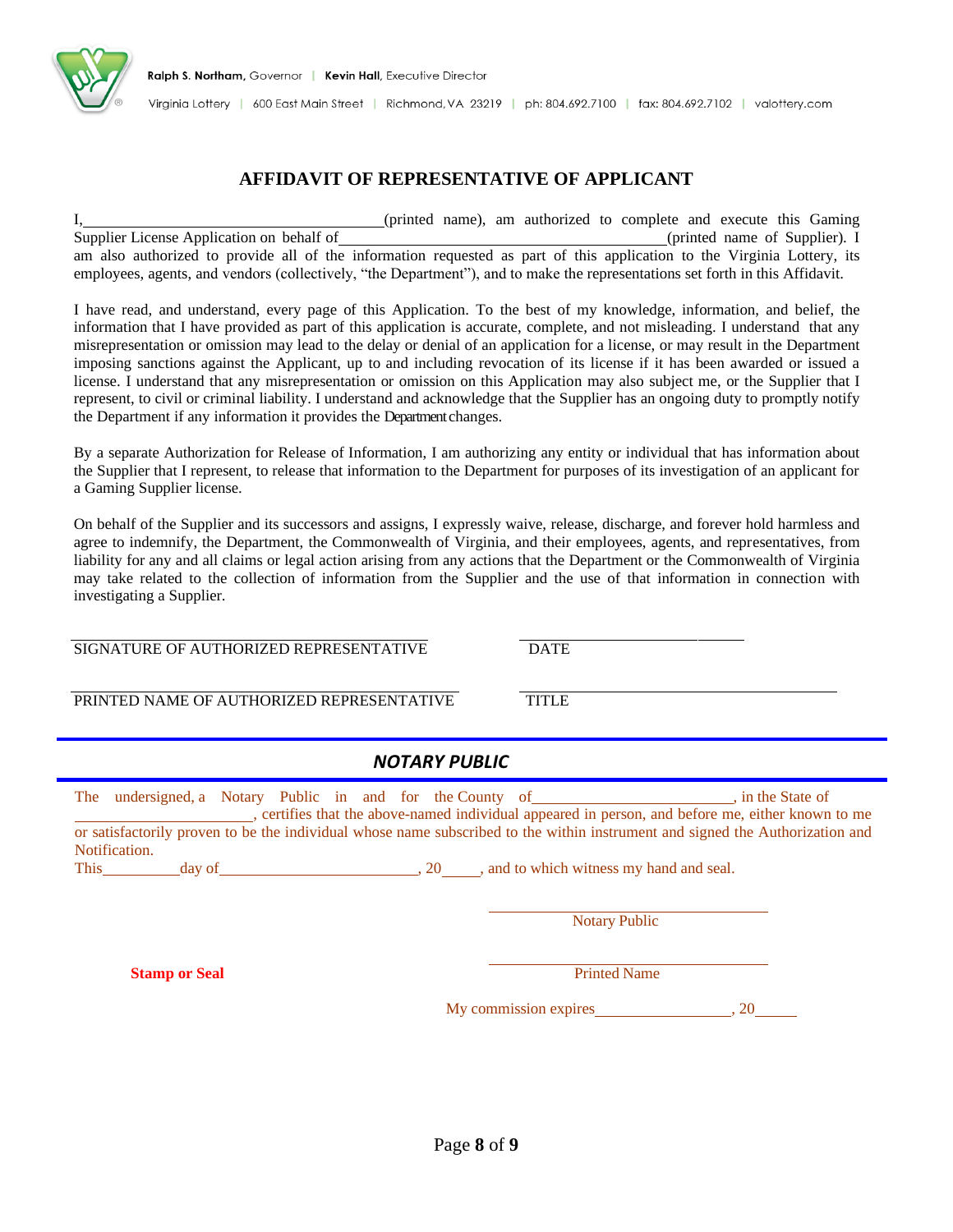Ralph S. Northam, Governor | Kevin Hall, Executive Director

Virginia Lottery | 600 East Main Street | Richmond, VA 23219 | ph: 804.692.7100 | fax: 804.692.7102 | valottery.com

# AFFIDAVIT OF REPRESENTATIVE OF APPLICANT

I,\_\_\_\_\_\_\_\_\_\_\_\_\_\_\_\_\_\_\_\_\_\_\_\_\_\_\_\_\_\_\_\_\_\_\_\_(printed name), am authorized to complete and execute this Gaming Supplier License Application on behalf of\_\_\_\_\_\_\_\_\_\_\_\_\_\_\_\_\_\_\_\_\_\_\_\_\_\_\_\_\_\_\_\_\_\_\_\_\_\_\_\_(printed name of Supplier). I am also authorized to provide all of the information requested as part of this application to the Virginia Lottery, its employees, agents, and vendors (collectively, "the Department"), and to make the representations set forth in this Affidavit.

I have read, and understand, every page of this Application. To the best of my knowledge, information, and belief, the information that I have provided as part of this application is accurate, complete, and not misleading. I understand that any misrepresentation or omission may lead to the delay or denial of an application for a license, or may result in the Department imposing sanctions against the Applicant, up to and including revocation of its license if it has been awarded or issued a license. I understand that any misrepresentation or omission on this Application may also subject me, or the Supplier that I represent, to civil or criminal liability. I understand and acknowledge that the Supplier has an ongoing duty to promptly notify the Department if any information it provides the Department changes.

By a separate Authorization for Release of Information, I am authorizing any entity or individual that has information about the Supplier that I represent, to release that information to the Department for purposes of its investigation of an applicant for a Gaming Supplier license.

On behalf of the Supplier and its successors and assigns, I expressly waive, release, discharge, and forever hold harmless and agree to indemnify, the Department, the Commonwealth of Virginia, and their employees, agents, and representatives, from liability for any and all claims or legal action arising from any actions that the Department or the Commonwealth of Virginia may take related to the collection of information from the Supplier and the use of that information in connection with investigating a Supplier.

\_\_\_\_\_\_\_\_\_\_\_\_\_\_\_\_\_\_\_\_\_\_\_\_\_\_\_\_\_\_\_\_\_\_\_\_\_\_\_\_ \_\_\_\_\_\_\_\_\_\_\_\_\_\_\_\_\_\_\_\_\_\_\_\_\_\_
SIGNATURE OF AUTHORIZED REPRESENTATIVE DATE

\_\_\_\_\_\_\_\_\_\_\_\_\_\_\_\_\_\_\_\_\_\_\_\_\_\_\_\_\_\_\_\_\_\_\_\_\_\_\_\_ \_\_\_\_\_\_\_\_\_\_\_\_\_\_\_\_\_\_\_\_\_\_\_\_\_\_\_\_\_\_\_\_\_\_\_\_
PRINTED NAME OF AUTHORIZED REPRESENTATIVE TITLE

## *NOTARY PUBLIC*

The undersigned, a Notary Public in and for the County of\_\_\_\_\_\_\_\_\_\_\_\_\_\_\_\_\_\_\_\_\_\_\_\_, in the State of \_\_\_\_\_\_\_\_\_\_\_\_\_\_\_\_\_\_\_\_\_\_, certifies that the above-named individual appeared in person, and before me, either known to me or satisfactorily proven to be the individual whose name subscribed to the within instrument and signed the Authorization and Notification.

This\_\_\_\_\_\_\_\_\_day of\_\_\_\_\_\_\_\_\_\_\_\_\_\_\_\_\_\_\_\_\_\_\_\_, 20\_\_\_\_, and to which witness my hand and seal.

\_\_\_\_\_\_\_\_\_\_\_\_\_\_\_\_\_\_\_\_\_\_\_\_\_\_\_\_\_\_\_\_\_\_
Notary Public

**Stamp or Seal**

\_\_\_\_\_\_\_\_\_\_\_\_\_\_\_\_\_\_\_\_\_\_\_\_\_\_\_\_\_\_\_\_\_\_
Printed Name

My commission expires\_\_\_\_\_\_\_\_\_\_\_\_\_\_\_\_\_, 20\_\_\_\_\_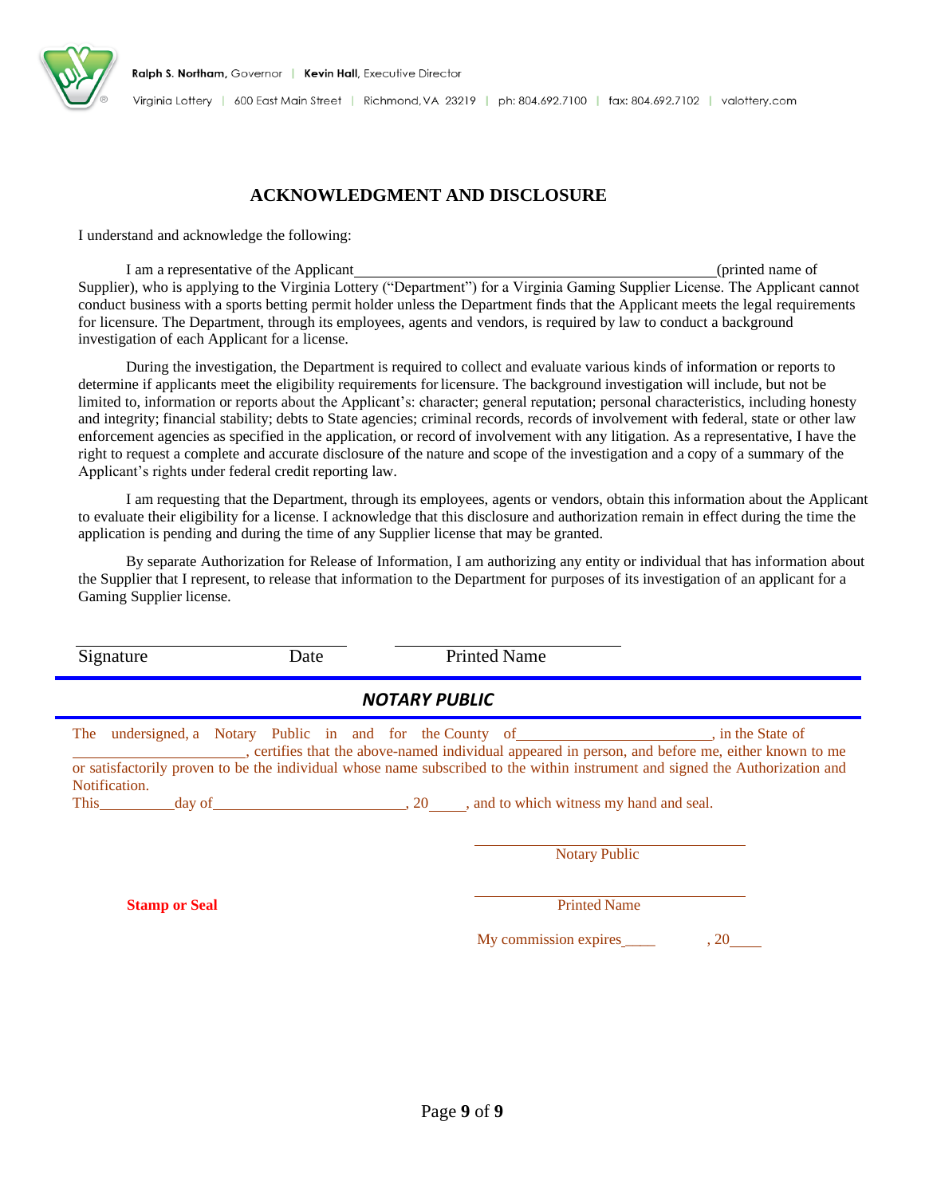Ralph S. Northam, Governor | Kevin Hall, Executive Director

Virginia Lottery | 600 East Main Street | Richmond, VA 23219 | ph: 804.692.7100 | fax: 804.692.7102 | valottery.com

## ACKNOWLEDGMENT AND DISCLOSURE

I understand and acknowledge the following:

I am a representative of the Applicant_______________________________________________(printed name of Supplier), who is applying to the Virginia Lottery ("Department") for a Virginia Gaming Supplier License. The Applicant cannot conduct business with a sports betting permit holder unless the Department finds that the Applicant meets the legal requirements for licensure. The Department, through its employees, agents and vendors, is required by law to conduct a background investigation of each Applicant for a license.

During the investigation, the Department is required to collect and evaluate various kinds of information or reports to determine if applicants meet the eligibility requirements for licensure. The background investigation will include, but not be limited to, information or reports about the Applicant's: character; general reputation; personal characteristics, including honesty and integrity; financial stability; debts to State agencies; criminal records, records of involvement with federal, state or other law enforcement agencies as specified in the application, or record of involvement with any litigation. As a representative, I have the right to request a complete and accurate disclosure of the nature and scope of the investigation and a copy of a summary of the Applicant's rights under federal credit reporting law.

I am requesting that the Department, through its employees, agents or vendors, obtain this information about the Applicant to evaluate their eligibility for a license. I acknowledge that this disclosure and authorization remain in effect during the time the application is pending and during the time of any Supplier license that may be granted.

By separate Authorization for Release of Information, I am authorizing any entity or individual that has information about the Supplier that I represent, to release that information to the Department for purposes of its investigation of an applicant for a Gaming Supplier license.

___________________________________ ____________________________

Signature Date Printed Name

### *NOTARY PUBLIC*

The undersigned, a Notary Public in and for the County of_________________________, in the State of ______________________, certifies that the above-named individual appeared in person, and before me, either known to me or satisfactorily proven to be the individual whose name subscribed to the within instrument and signed the Authorization and Notification.

This__________day of_________________________, 20_____, and to which witness my hand and seal.

___________________________________

Notary Public

**Stamp or Seal**

___________________________________

Printed Name

My commission expires____ , 20____